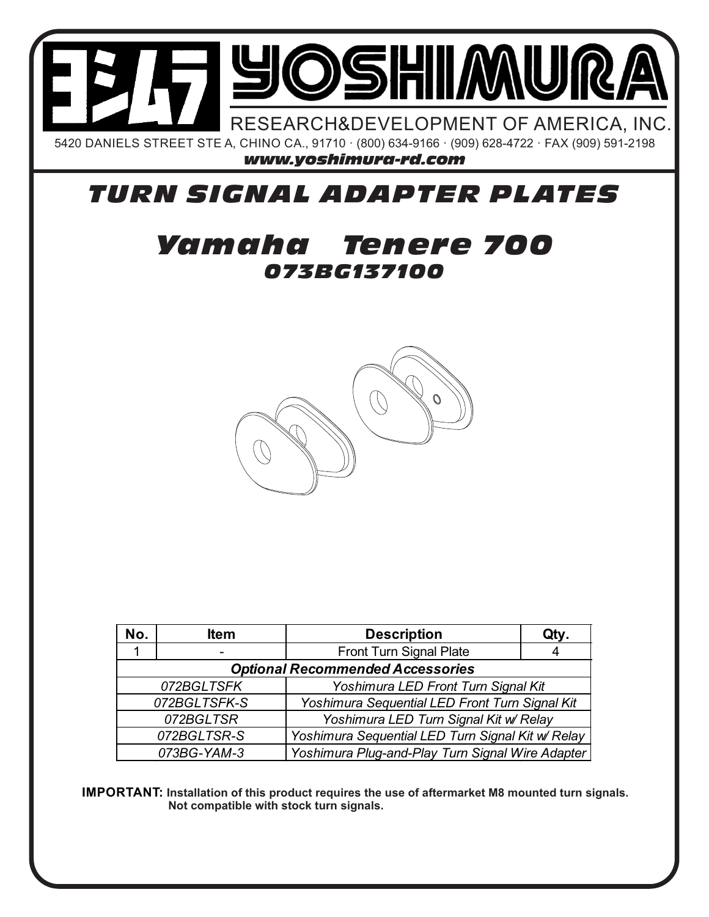# YOSHIMURA

RESEARCH&DEVELOPMENT OF AMERICA, INC.

5420 DANIELS STREET STE A, CHINO CA., 91710 · (800) 634-9166 · (909) 628-4722 · FAX (909) 591-2198

***www.yoshimura-rd.com***

# *TURN SIGNAL ADAPTER PLATES*

## *Yamaha Tenere 700*

### *073BG137100*

| No. | Item | Description | Qty. |
|---|---|---|---|
| 1 | - | Front Turn Signal Plate | 4 |
| ***Optional Recommended Accessories*** | | | |
| *072BGLTSFK* | | *Yoshimura LED Front Turn Signal Kit* | |
| *072BGLTSFK-S* | | *Yoshimura Sequential LED Front Turn Signal Kit* | |
| *072BGLTSR* | | *Yoshimura LED Turn Signal Kit w/ Relay* | |
| *072BGLTSR-S* | | *Yoshimura Sequential LED Turn Signal Kit w/ Relay* | |
| *073BG-YAM-3* | | *Yoshimura Plug-and-Play Turn Signal Wire Adapter* | |

**IMPORTANT: Installation of this product requires the use of aftermarket M8 mounted turn signals. Not compatible with stock turn signals.**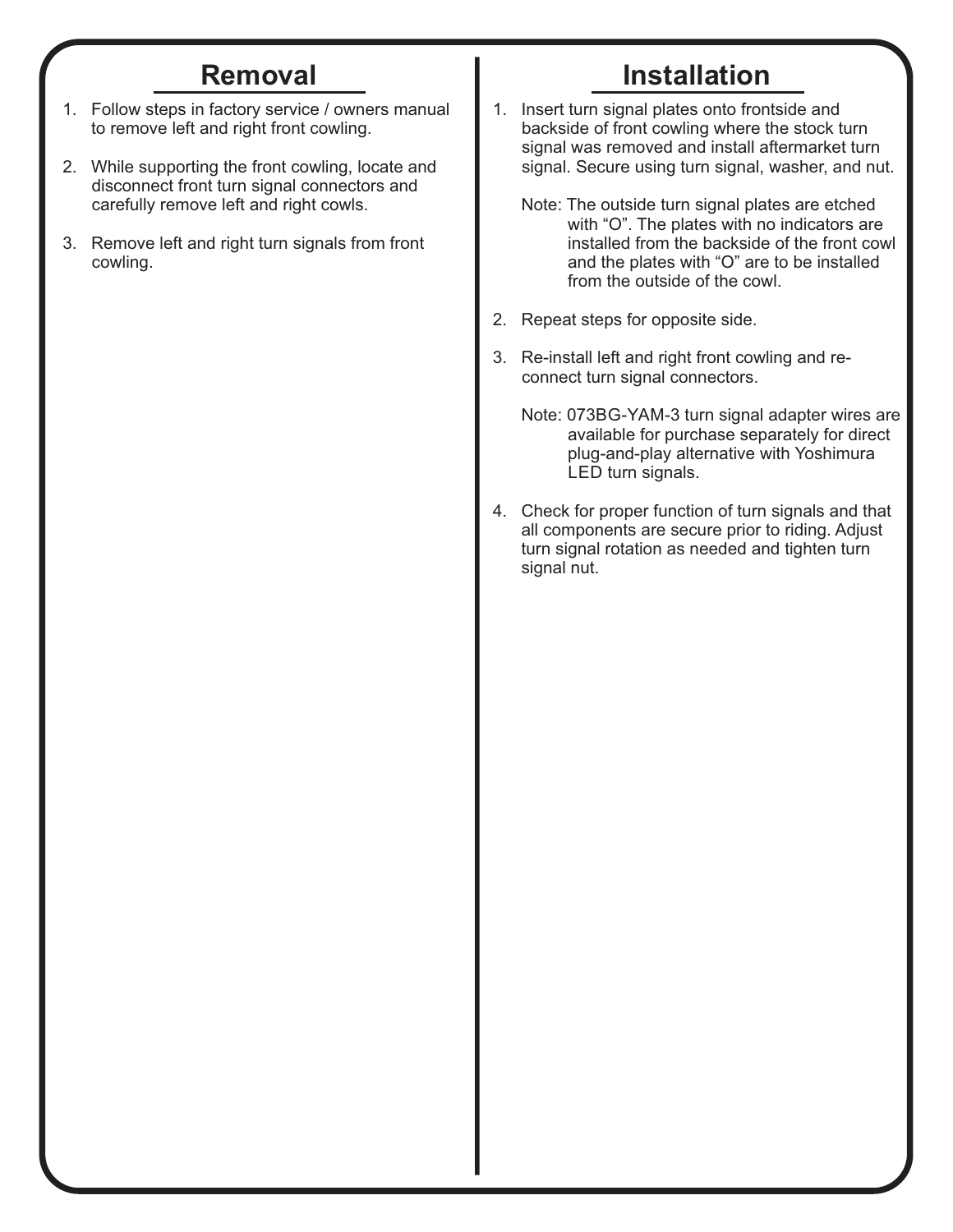## Removal

1. Follow steps in factory service / owners manual to remove left and right front cowling.

2. While supporting the front cowling, locate and disconnect front turn signal connectors and carefully remove left and right cowls.

3. Remove left and right turn signals from front cowling.

## Installation

1. Insert turn signal plates onto frontside and backside of front cowling where the stock turn signal was removed and install aftermarket turn signal. Secure using turn signal, washer, and nut.

   Note: The outside turn signal plates are etched with "O". The plates with no indicators are installed from the backside of the front cowl and the plates with "O" are to be installed from the outside of the cowl.

2. Repeat steps for opposite side.

3. Re-install left and right front cowling and re-connect turn signal connectors.

   Note: 073BG-YAM-3 turn signal adapter wires are available for purchase separately for direct plug-and-play alternative with Yoshimura LED turn signals.

4. Check for proper function of turn signals and that all components are secure prior to riding. Adjust turn signal rotation as needed and tighten turn signal nut.